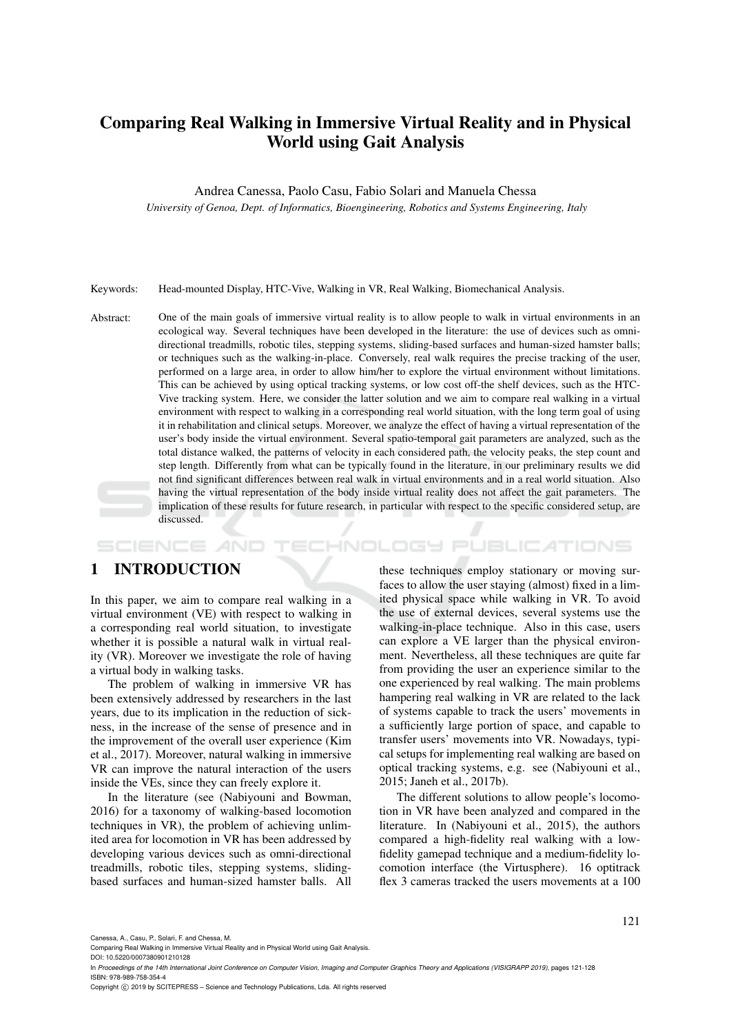# Comparing Real Walking in Immersive Virtual Reality and in Physical World using Gait Analysis

Andrea Canessa, Paolo Casu, Fabio Solari and Manuela Chessa

*University of Genoa, Dept. of Informatics, Bioengineering, Robotics and Systems Engineering, Italy*

Keywords: Head-mounted Display, HTC-Vive, Walking in VR, Real Walking, Biomechanical Analysis.

Abstract: One of the main goals of immersive virtual reality is to allow people to walk in virtual environments in an ecological way. Several techniques have been developed in the literature: the use of devices such as omni-directional treadmills, robotic tiles, stepping systems, sliding-based surfaces and human-sized hamster balls; or techniques such as the walking-in-place. Conversely, real walk requires the precise tracking of the user, performed on a large area, in order to allow him/her to explore the virtual environment without limitations. This can be achieved by using optical tracking systems, or low cost off-the shelf devices, such as the HTC-Vive tracking system. Here, we consider the latter solution and we aim to compare real walking in a virtual environment with respect to walking in a corresponding real world situation, with the long term goal of using it in rehabilitation and clinical setups. Moreover, we analyze the effect of having a virtual representation of the user's body inside the virtual environment. Several spatio-temporal gait parameters are analyzed, such as the total distance walked, the patterns of velocity in each considered path, the velocity peaks, the step count and step length. Differently from what can be typically found in the literature, in our preliminary results we did not find significant differences between real walk in virtual environments and in a real world situation. Also having the virtual representation of the body inside virtual reality does not affect the gait parameters. The implication of these results for future research, in particular with respect to the specific considered setup, are discussed.

## 1 INTRODUCTION

In this paper, we aim to compare real walking in a virtual environment (VE) with respect to walking in a corresponding real world situation, to investigate whether it is possible a natural walk in virtual reality (VR). Moreover we investigate the role of having a virtual body in walking tasks.

The problem of walking in immersive VR has been extensively addressed by researchers in the last years, due to its implication in the reduction of sickness, in the increase of the sense of presence and in the improvement of the overall user experience (Kim et al., 2017). Moreover, natural walking in immersive VR can improve the natural interaction of the users inside the VEs, since they can freely explore it.

In the literature (see (Nabiyouni and Bowman, 2016) for a taxonomy of walking-based locomotion techniques in VR), the problem of achieving unlimited area for locomotion in VR has been addressed by developing various devices such as omni-directional treadmills, robotic tiles, stepping systems, sliding-based surfaces and human-sized hamster balls. All these techniques employ stationary or moving surfaces to allow the user staying (almost) fixed in a limited physical space while walking in VR. To avoid the use of external devices, several systems use the walking-in-place technique. Also in this case, users can explore a VE larger than the physical environment. Nevertheless, all these techniques are quite far from providing the user an experience similar to the one experienced by real walking. The main problems hampering real walking in VR are related to the lack of systems capable to track the users' movements in a sufficiently large portion of space, and capable to transfer users' movements into VR. Nowadays, typical setups for implementing real walking are based on optical tracking systems, e.g. see (Nabiyouni et al., 2015; Janeh et al., 2017b).

The different solutions to allow people's locomotion in VR have been analyzed and compared in the literature. In (Nabiyouni et al., 2015), the authors compared a high-fidelity real walking with a low-fidelity gamepad technique and a medium-fidelity locomotion interface (the Virtusphere). 16 optitrack flex 3 cameras tracked the users movements at a 100

Canessa, A., Casu, P., Solari, F. and Chessa, M.
Comparing Real Walking in Immersive Virtual Reality and in Physical World using Gait Analysis.
DOI: 10.5220/0007380901210128
In *Proceedings of the 14th International Joint Conference on Computer Vision, Imaging and Computer Graphics Theory and Applications (VISIGRAPP 2019)*, pages 121-128
ISBN: 978-989-758-354-4
Copyright © 2019 by SCITEPRESS – Science and Technology Publications, Lda. All rights reserved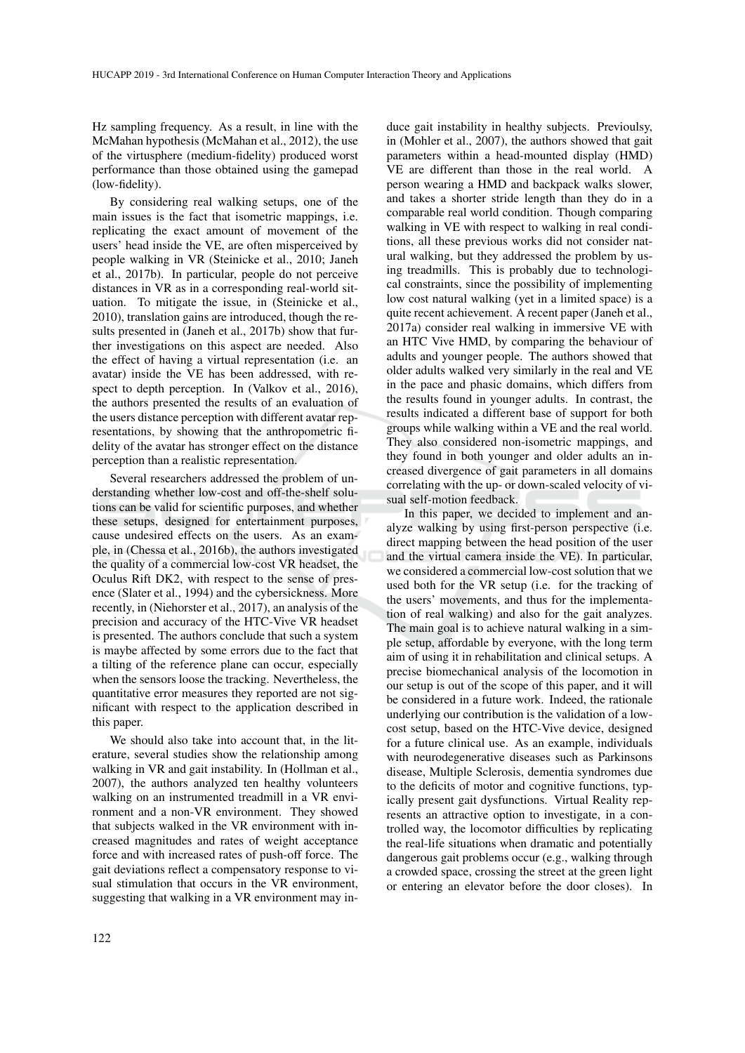Hz sampling frequency. As a result, in line with the McMahan hypothesis (McMahan et al., 2012), the use of the virtusphere (medium-fidelity) produced worst performance than those obtained using the gamepad (low-fidelity).

By considering real walking setups, one of the main issues is the fact that isometric mappings, i.e. replicating the exact amount of movement of the users' head inside the VE, are often misperceived by people walking in VR (Steinicke et al., 2010; Janeh et al., 2017b). In particular, people do not perceive distances in VR as in a corresponding real-world situation. To mitigate the issue, in (Steinicke et al., 2010), translation gains are introduced, though the results presented in (Janeh et al., 2017b) show that further investigations on this aspect are needed. Also the effect of having a virtual representation (i.e. an avatar) inside the VE has been addressed, with respect to depth perception. In (Valkov et al., 2016), the authors presented the results of an evaluation of the users distance perception with different avatar representations, by showing that the anthropometric fidelity of the avatar has stronger effect on the distance perception than a realistic representation.

Several researchers addressed the problem of understanding whether low-cost and off-the-shelf solutions can be valid for scientific purposes, and whether these setups, designed for entertainment purposes, cause undesired effects on the users. As an example, in (Chessa et al., 2016b), the authors investigated the quality of a commercial low-cost VR headset, the Oculus Rift DK2, with respect to the sense of presence (Slater et al., 1994) and the cybersickness. More recently, in (Niehorster et al., 2017), an analysis of the precision and accuracy of the HTC-Vive VR headset is presented. The authors conclude that such a system is maybe affected by some errors due to the fact that a tilting of the reference plane can occur, especially when the sensors loose the tracking. Nevertheless, the quantitative error measures they reported are not significant with respect to the application described in this paper.

We should also take into account that, in the literature, several studies show the relationship among walking in VR and gait instability. In (Hollman et al., 2007), the authors analyzed ten healthy volunteers walking on an instrumented treadmill in a VR environment and a non-VR environment. They showed that subjects walked in the VR environment with increased magnitudes and rates of weight acceptance force and with increased rates of push-off force. The gait deviations reflect a compensatory response to visual stimulation that occurs in the VR environment, suggesting that walking in a VR environment may induce gait instability in healthy subjects. Previoulsy, in (Mohler et al., 2007), the authors showed that gait parameters within a head-mounted display (HMD) VE are different than those in the real world. A person wearing a HMD and backpack walks slower, and takes a shorter stride length than they do in a comparable real world condition. Though comparing walking in VE with respect to walking in real conditions, all these previous works did not consider natural walking, but they addressed the problem by using treadmills. This is probably due to technological constraints, since the possibility of implementing low cost natural walking (yet in a limited space) is a quite recent achievement. A recent paper (Janeh et al., 2017a) consider real walking in immersive VE with an HTC Vive HMD, by comparing the behaviour of adults and younger people. The authors showed that older adults walked very similarly in the real and VE in the pace and phasic domains, which differs from the results found in younger adults. In contrast, the results indicated a different base of support for both groups while walking within a VE and the real world. They also considered non-isometric mappings, and they found in both younger and older adults an increased divergence of gait parameters in all domains correlating with the up- or down-scaled velocity of visual self-motion feedback.

In this paper, we decided to implement and analyze walking by using first-person perspective (i.e. direct mapping between the head position of the user and the virtual camera inside the VE). In particular, we considered a commercial low-cost solution that we used both for the VR setup (i.e. for the tracking of the users' movements, and thus for the implementation of real walking) and also for the gait analyzes. The main goal is to achieve natural walking in a simple setup, affordable by everyone, with the long term aim of using it in rehabilitation and clinical setups. A precise biomechanical analysis of the locomotion in our setup is out of the scope of this paper, and it will be considered in a future work. Indeed, the rationale underlying our contribution is the validation of a low-cost setup, based on the HTC-Vive device, designed for a future clinical use. As an example, individuals with neurodegenerative diseases such as Parkinsons disease, Multiple Sclerosis, dementia syndromes due to the deficits of motor and cognitive functions, typically present gait dysfunctions. Virtual Reality represents an attractive option to investigate, in a controlled way, the locomotor difficulties by replicating the real-life situations when dramatic and potentially dangerous gait problems occur (e.g., walking through a crowded space, crossing the street at the green light or entering an elevator before the door closes). In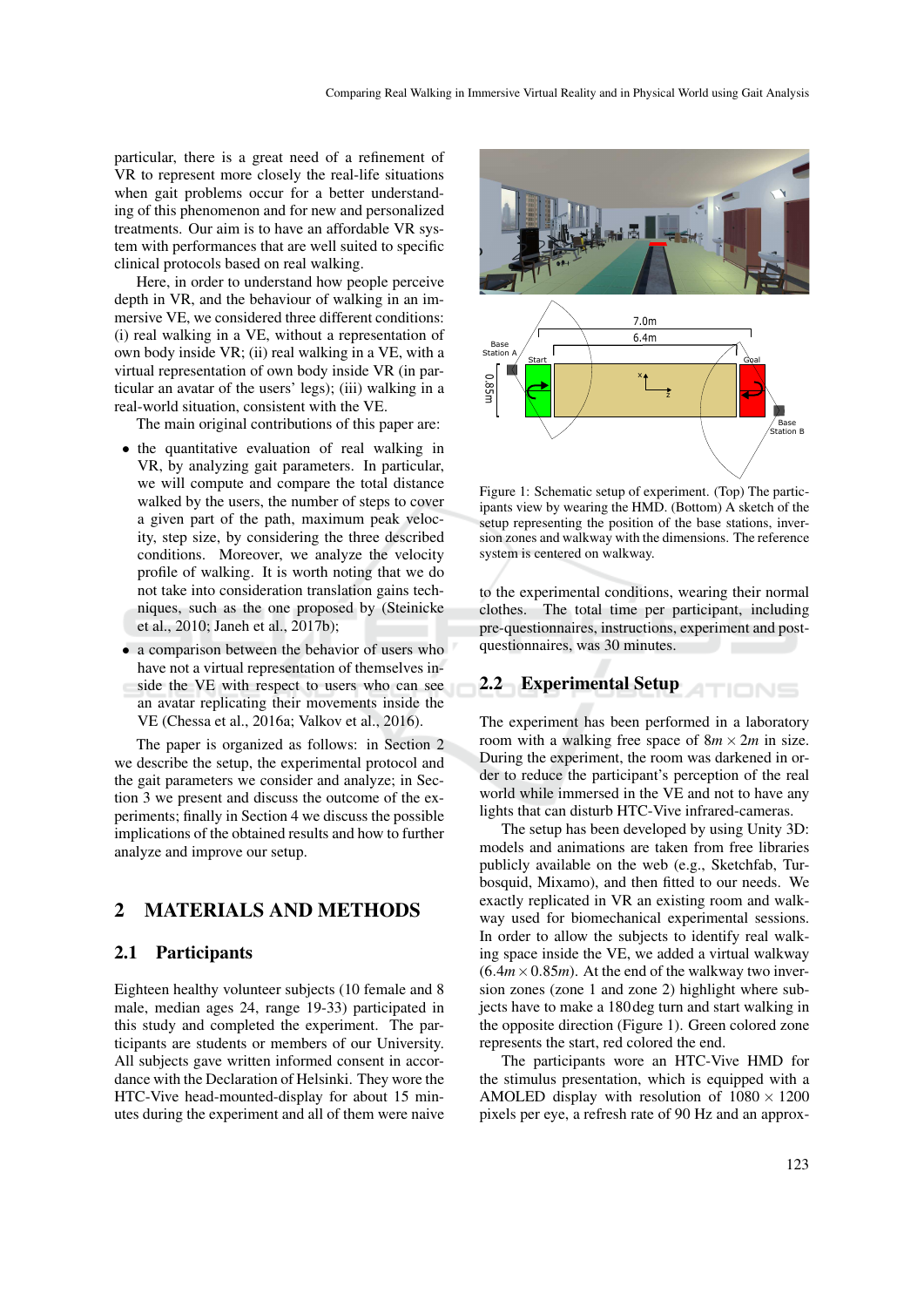particular, there is a great need of a refinement of VR to represent more closely the real-life situations when gait problems occur for a better understanding of this phenomenon and for new and personalized treatments. Our aim is to have an affordable VR system with performances that are well suited to specific clinical protocols based on real walking.

Here, in order to understand how people perceive depth in VR, and the behaviour of walking in an immersive VE, we considered three different conditions: (i) real walking in a VE, without a representation of own body inside VR; (ii) real walking in a VE, with a virtual representation of own body inside VR (in particular an avatar of the users' legs); (iii) walking in a real-world situation, consistent with the VE.

The main original contributions of this paper are:

- the quantitative evaluation of real walking in VR, by analyzing gait parameters. In particular, we will compute and compare the total distance walked by the users, the number of steps to cover a given part of the path, maximum peak velocity, step size, by considering the three described conditions. Moreover, we analyze the velocity profile of walking. It is worth noting that we do not take into consideration translation gains techniques, such as the one proposed by (Steinicke et al., 2010; Janeh et al., 2017b);
- a comparison between the behavior of users who have not a virtual representation of themselves inside the VE with respect to users who can see an avatar replicating their movements inside the VE (Chessa et al., 2016a; Valkov et al., 2016).

The paper is organized as follows: in Section 2 we describe the setup, the experimental protocol and the gait parameters we consider and analyze; in Section 3 we present and discuss the outcome of the experiments; finally in Section 4 we discuss the possible implications of the obtained results and how to further analyze and improve our setup.

# 2 MATERIALS AND METHODS

## 2.1 Participants

Eighteen healthy volunteer subjects (10 female and 8 male, median ages 24, range 19-33) participated in this study and completed the experiment. The participants are students or members of our University. All subjects gave written informed consent in accordance with the Declaration of Helsinki. They wore the HTC-Vive head-mounted-display for about 15 minutes during the experiment and all of them were naive to the experimental conditions, wearing their normal clothes. The total time per participant, including pre-questionnaires, instructions, experiment and post-questionnaires, was 30 minutes.

Figure 1: Schematic setup of experiment. (Top) The participants view by wearing the HMD. (Bottom) A sketch of the setup representing the position of the base stations, inversion zones and walkway with the dimensions. The reference system is centered on walkway.

## 2.2 Experimental Setup

The experiment has been performed in a laboratory room with a walking free space of $8m \times 2m$ in size. During the experiment, the room was darkened in order to reduce the participant's perception of the real world while immersed in the VE and not to have any lights that can disturb HTC-Vive infrared-cameras.

The setup has been developed by using Unity 3D: models and animations are taken from free libraries publicly available on the web (e.g., Sketchfab, Turbosquid, Mixamo), and then fitted to our needs. We exactly replicated in VR an existing room and walkway used for biomechanical experimental sessions. In order to allow the subjects to identify real walking space inside the VE, we added a virtual walkway ($6.4m \times 0.85m$). At the end of the walkway two inversion zones (zone 1 and zone 2) highlight where subjects have to make a 180deg turn and start walking in the opposite direction (Figure 1). Green colored zone represents the start, red colored the end.

The participants wore an HTC-Vive HMD for the stimulus presentation, which is equipped with a AMOLED display with resolution of $1080 \times 1200$ pixels per eye, a refresh rate of 90 Hz and an approx-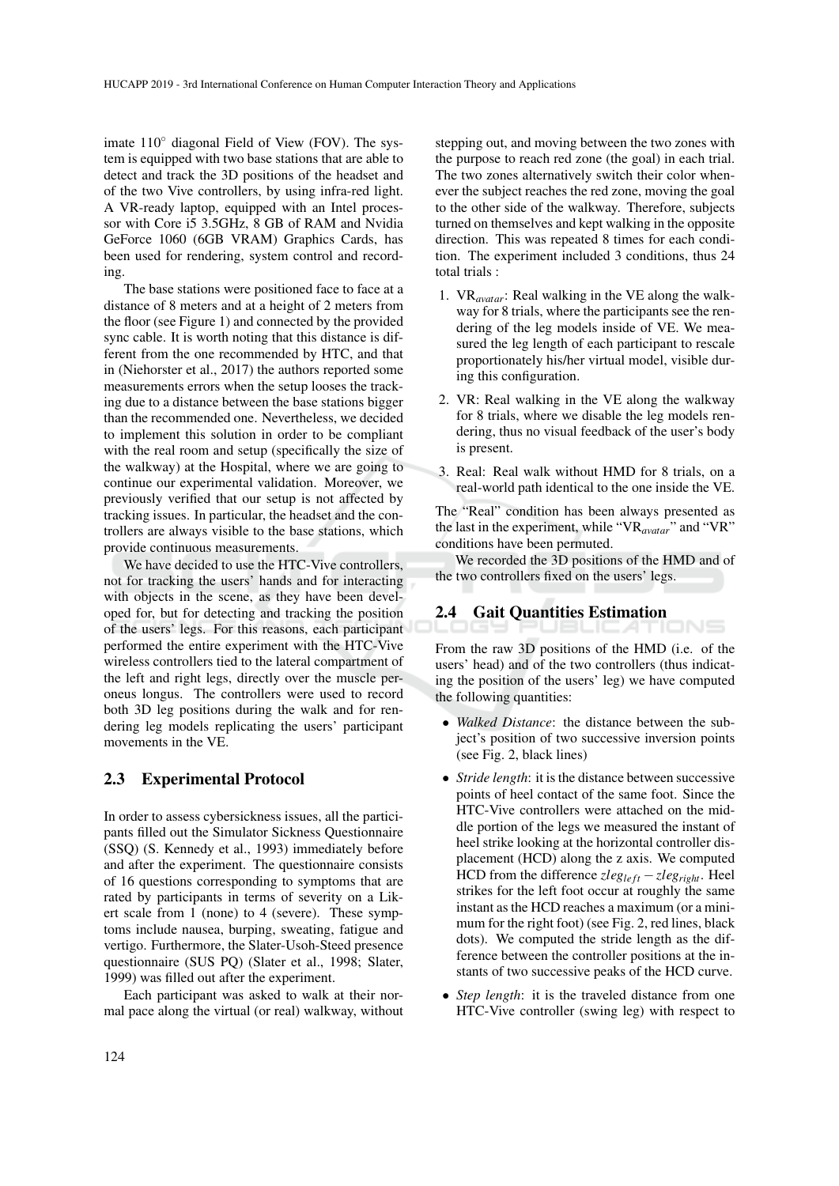imate 110° diagonal Field of View (FOV). The system is equipped with two base stations that are able to detect and track the 3D positions of the headset and of the two Vive controllers, by using infra-red light. A VR-ready laptop, equipped with an Intel processor with Core i5 3.5GHz, 8 GB of RAM and Nvidia GeForce 1060 (6GB VRAM) Graphics Cards, has been used for rendering, system control and recording.

The base stations were positioned face to face at a distance of 8 meters and at a height of 2 meters from the floor (see Figure 1) and connected by the provided sync cable. It is worth noting that this distance is different from the one recommended by HTC, and that in (Niehorster et al., 2017) the authors reported some measurements errors when the setup looses the tracking due to a distance between the base stations bigger than the recommended one. Nevertheless, we decided to implement this solution in order to be compliant with the real room and setup (specifically the size of the walkway) at the Hospital, where we are going to continue our experimental validation. Moreover, we previously verified that our setup is not affected by tracking issues. In particular, the headset and the controllers are always visible to the base stations, which provide continuous measurements.

We have decided to use the HTC-Vive controllers, not for tracking the users' hands and for interacting with objects in the scene, as they have been developed for, but for detecting and tracking the position of the users' legs. For this reasons, each participant performed the entire experiment with the HTC-Vive wireless controllers tied to the lateral compartment of the left and right legs, directly over the muscle peroneus longus. The controllers were used to record both 3D leg positions during the walk and for rendering leg models replicating the users' participant movements in the VE.

## 2.3 Experimental Protocol

In order to assess cybersickness issues, all the participants filled out the Simulator Sickness Questionnaire (SSQ) (S. Kennedy et al., 1993) immediately before and after the experiment. The questionnaire consists of 16 questions corresponding to symptoms that are rated by participants in terms of severity on a Likert scale from 1 (none) to 4 (severe). These symptoms include nausea, burping, sweating, fatigue and vertigo. Furthermore, the Slater-Usoh-Steed presence questionnaire (SUS PQ) (Slater et al., 1998; Slater, 1999) was filled out after the experiment.

Each participant was asked to walk at their normal pace along the virtual (or real) walkway, without stepping out, and moving between the two zones with the purpose to reach red zone (the goal) in each trial. The two zones alternatively switch their color whenever the subject reaches the red zone, moving the goal to the other side of the walkway. Therefore, subjects turned on themselves and kept walking in the opposite direction. This was repeated 8 times for each condition. The experiment included 3 conditions, thus 24 total trials :

1. VR$_{avatar}$: Real walking in the VE along the walkway for 8 trials, where the participants see the rendering of the leg models inside of VE. We measured the leg length of each participant to rescale proportionately his/her virtual model, visible during this configuration.
2. VR: Real walking in the VE along the walkway for 8 trials, where we disable the leg models rendering, thus no visual feedback of the user's body is present.
3. Real: Real walk without HMD for 8 trials, on a real-world path identical to the one inside the VE.

The "Real" condition has been always presented as the last in the experiment, while "VR$_{avatar}$" and "VR" conditions have been permuted.

We recorded the 3D positions of the HMD and of the two controllers fixed on the users' legs.

## 2.4 Gait Quantities Estimation

From the raw 3D positions of the HMD (i.e. of the users' head) and of the two controllers (thus indicating the position of the users' leg) we have computed the following quantities:

- *Walked Distance*: the distance between the subject's position of two successive inversion points (see Fig. 2, black lines)
- *Stride length*: it is the distance between successive points of heel contact of the same foot. Since the HTC-Vive controllers were attached on the middle portion of the legs we measured the instant of heel strike looking at the horizontal controller displacement (HCD) along the z axis. We computed HCD from the difference $zleg_{left} - zleg_{right}$. Heel strikes for the left foot occur at roughly the same instant as the HCD reaches a maximum (or a minimum for the right foot) (see Fig. 2, red lines, black dots). We computed the stride length as the difference between the controller positions at the instants of two successive peaks of the HCD curve.
- *Step length*: it is the traveled distance from one HTC-Vive controller (swing leg) with respect to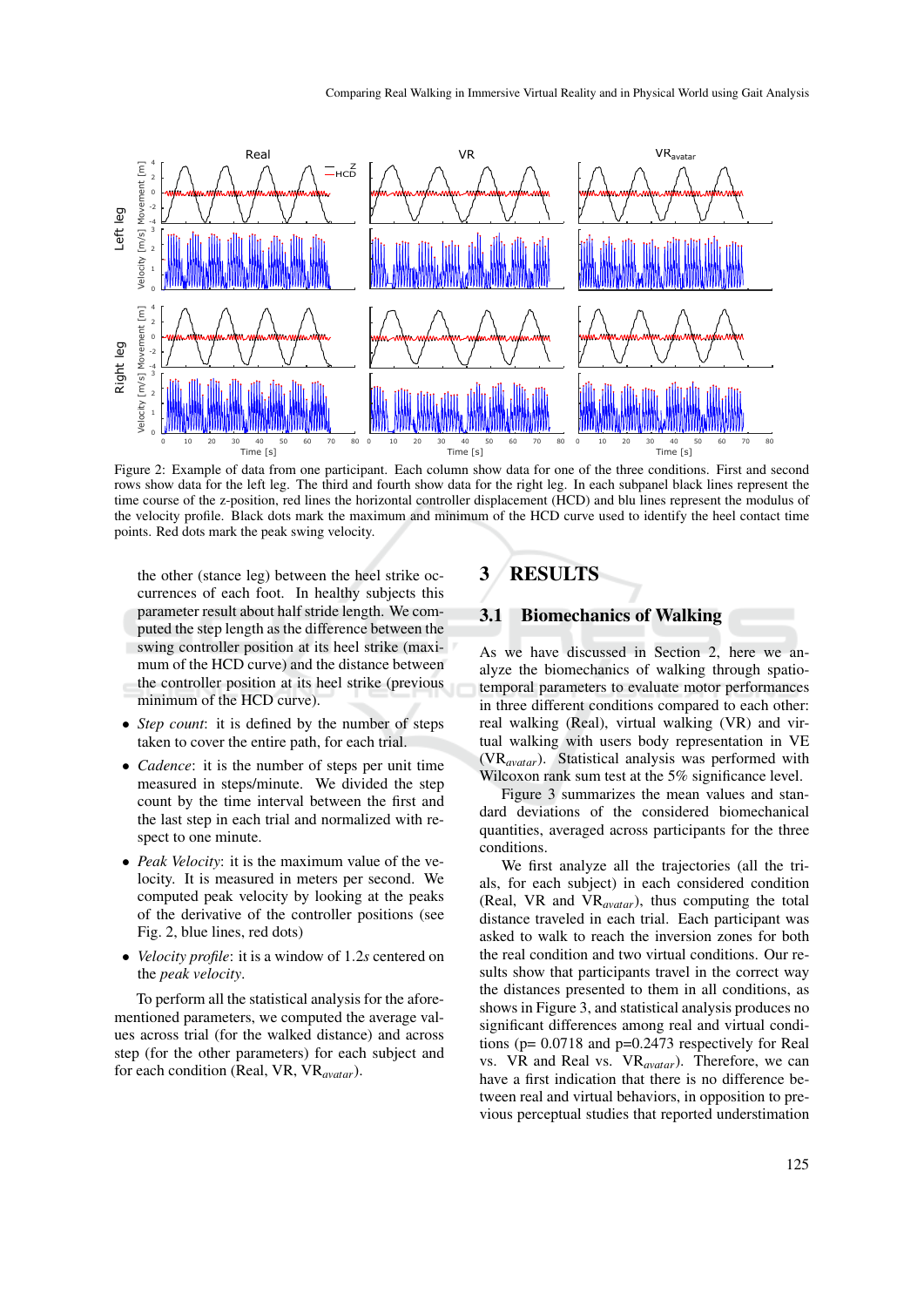Figure 2: Example of data from one participant. Each column show data for one of the three conditions. First and second rows show data for the left leg. The third and fourth show data for the right leg. In each subpanel black lines represent the time course of the z-position, red lines the horizontal controller displacement (HCD) and blu lines represent the modulus of the velocity profile. Black dots mark the maximum and minimum of the HCD curve used to identify the heel contact time points. Red dots mark the peak swing velocity.

the other (stance leg) between the heel strike occurrences of each foot. In healthy subjects this parameter result about half stride length. We computed the step length as the difference between the swing controller position at its heel strike (maximum of the HCD curve) and the distance between the controller position at its heel strike (previous minimum of the HCD curve).

- *Step count*: it is defined by the number of steps taken to cover the entire path, for each trial.
- *Cadence*: it is the number of steps per unit time measured in steps/minute. We divided the step count by the time interval between the first and the last step in each trial and normalized with respect to one minute.
- *Peak Velocity*: it is the maximum value of the velocity. It is measured in meters per second. We computed peak velocity by looking at the peaks of the derivative of the controller positions (see Fig. 2, blue lines, red dots)
- *Velocity profile*: it is a window of 1.2*s* centered on the *peak velocity*.

To perform all the statistical analysis for the aforementioned parameters, we computed the average values across trial (for the walked distance) and across step (for the other parameters) for each subject and for each condition (Real, VR, $VR_{avatar}$).

# 3 RESULTS

## 3.1 Biomechanics of Walking

As we have discussed in Section 2, here we analyze the biomechanics of walking through spatio-temporal parameters to evaluate motor performances in three different conditions compared to each other: real walking (Real), virtual walking (VR) and virtual walking with users body representation in VE ($VR_{avatar}$). Statistical analysis was performed with Wilcoxon rank sum test at the 5% significance level.

Figure 3 summarizes the mean values and standard deviations of the considered biomechanical quantities, averaged across participants for the three conditions.

We first analyze all the trajectories (all the trials, for each subject) in each considered condition (Real, VR and $VR_{avatar}$), thus computing the total distance traveled in each trial. Each participant was asked to walk to reach the inversion zones for both the real condition and two virtual conditions. Our results show that participants travel in the correct way the distances presented to them in all conditions, as shows in Figure 3, and statistical analysis produces no significant differences among real and virtual conditions (p= 0.0718 and p=0.2473 respectively for Real vs. VR and Real vs. $VR_{avatar}$). Therefore, we can have a first indication that there is no difference between real and virtual behaviors, in opposition to previous perceptual studies that reported underestimation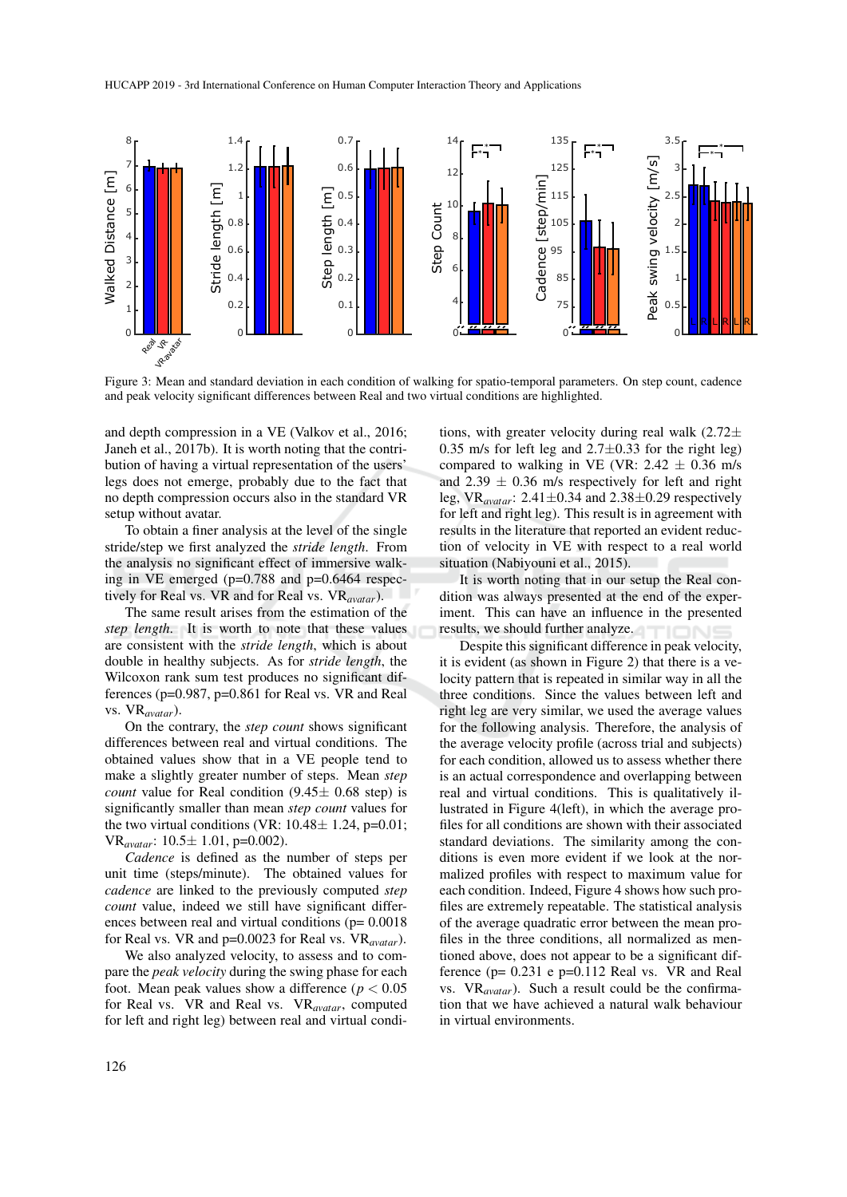Figure 3: Mean and standard deviation in each condition of walking for spatio-temporal parameters. On step count, cadence and peak velocity significant differences between Real and two virtual conditions are highlighted.

and depth compression in a VE (Valkov et al., 2016; Janeh et al., 2017b). It is worth noting that the contribution of having a virtual representation of the users' legs does not emerge, probably due to the fact that no depth compression occurs also in the standard VR setup without avatar.

To obtain a finer analysis at the level of the single stride/step we first analyzed the *stride length*. From the analysis no significant effect of immersive walking in VE emerged (p=0.788 and p=0.6464 respectively for Real vs. VR and for Real vs. $VR_{avatar}$).

The same result arises from the estimation of the *step length*. It is worth to note that these values are consistent with the *stride length*, which is about double in healthy subjects. As for *stride length*, the Wilcoxon rank sum test produces no significant differences (p=0.987, p=0.861 for Real vs. VR and Real vs. $VR_{avatar}$).

On the contrary, the *step count* shows significant differences between real and virtual conditions. The obtained values show that in a VE people tend to make a slightly greater number of steps. Mean *step count* value for Real condition (9.45± 0.68 step) is significantly smaller than mean *step count* values for the two virtual conditions (VR: 10.48± 1.24, p=0.01; $VR_{avatar}$: 10.5± 1.01, p=0.002).

*Cadence* is defined as the number of steps per unit time (steps/minute). The obtained values for *cadence* are linked to the previously computed *step count* value, indeed we still have significant differences between real and virtual conditions (p= 0.0018 for Real vs. VR and p=0.0023 for Real vs. $VR_{avatar}$).

We also analyzed velocity, to assess and to compare the *peak velocity* during the swing phase for each foot. Mean peak values show a difference ($p < 0.05$ for Real vs. VR and Real vs. $VR_{avatar}$, computed for left and right leg) between real and virtual conditions, with greater velocity during real walk (2.72± 0.35 m/s for left leg and 2.7±0.33 for the right leg) compared to walking in VE (VR: 2.42 ± 0.36 m/s and 2.39 ± 0.36 m/s respectively for left and right leg, $VR_{avatar}$: 2.41±0.34 and 2.38±0.29 respectively for left and right leg). This result is in agreement with results in the literature that reported an evident reduction of velocity in VE with respect to a real world situation (Nabiyouni et al., 2015).

It is worth noting that in our setup the Real condition was always presented at the end of the experiment. This can have an influence in the presented results, we should further analyze.

Despite this significant difference in peak velocity, it is evident (as shown in Figure 2) that there is a velocity pattern that is repeated in similar way in all the three conditions. Since the values between left and right leg are very similar, we used the average values for the following analysis. Therefore, the analysis of the average velocity profile (across trial and subjects) for each condition, allowed us to assess whether there is an actual correspondence and overlapping between real and virtual conditions. This is qualitatively illustrated in Figure 4(left), in which the average profiles for all conditions are shown with their associated standard deviations. The similarity among the conditions is even more evident if we look at the normalized profiles with respect to maximum value for each condition. Indeed, Figure 4 shows how such profiles are extremely repeatable. The statistical analysis of the average quadratic error between the mean profiles in the three conditions, all normalized as mentioned above, does not appear to be a significant difference (p= 0.231 e p=0.112 Real vs. VR and Real vs. $VR_{avatar}$). Such a result could be the confirmation that we have achieved a natural walk behaviour in virtual environments.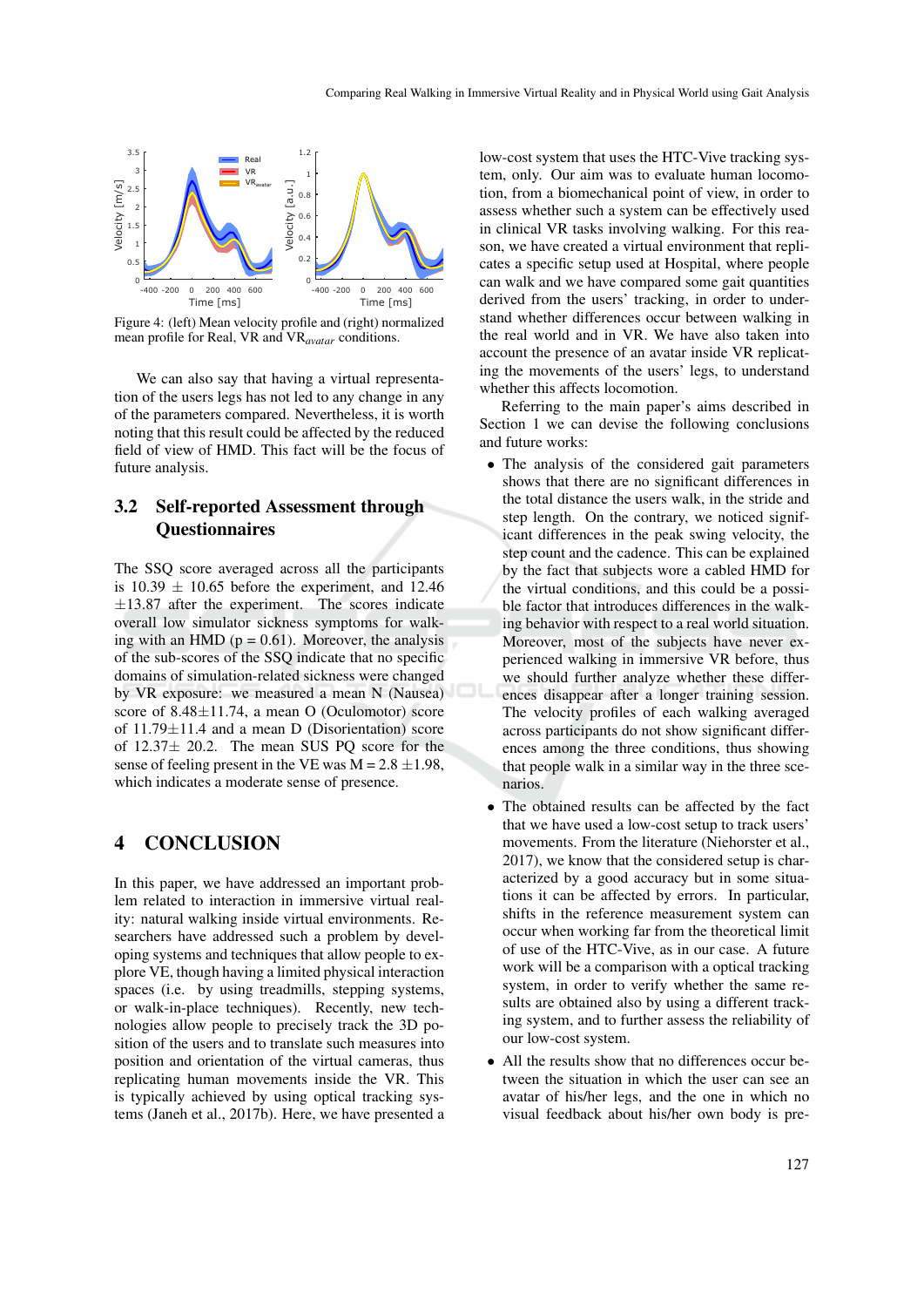Figure 4: (left) Mean velocity profile and (right) normalized mean profile for Real, VR and VR$_{avatar}$ conditions.

We can also say that having a virtual representation of the users legs has not led to any change in any of the parameters compared. Nevertheless, it is worth noting that this result could be affected by the reduced field of view of HMD. This fact will be the focus of future analysis.

### 3.2 Self-reported Assessment through Questionnaires

The SSQ score averaged across all the participants is 10.39 $\pm$ 10.65 before the experiment, and 12.46 $\pm$13.87 after the experiment. The scores indicate overall low simulator sickness symptoms for walking with an HMD (p = 0.61). Moreover, the analysis of the sub-scores of the SSQ indicate that no specific domains of simulation-related sickness were changed by VR exposure: we measured a mean N (Nausea) score of 8.48$\pm$11.74, a mean O (Oculomotor) score of 11.79$\pm$11.4 and a mean D (Disorientation) score of 12.37$\pm$ 20.2. The mean SUS PQ score for the sense of feeling present in the VE was M = 2.8 $\pm$1.98, which indicates a moderate sense of presence.

## 4 CONCLUSION

In this paper, we have addressed an important problem related to interaction in immersive virtual reality: natural walking inside virtual environments. Researchers have addressed such a problem by developing systems and techniques that allow people to explore VE, though having a limited physical interaction spaces (i.e. by using treadmills, stepping systems, or walk-in-place techniques). Recently, new technologies allow people to precisely track the 3D position of the users and to translate such measures into position and orientation of the virtual cameras, thus replicating human movements inside the VR. This is typically achieved by using optical tracking systems (Janeh et al., 2017b). Here, we have presented a low-cost system that uses the HTC-Vive tracking system, only. Our aim was to evaluate human locomotion, from a biomechanical point of view, in order to assess whether such a system can be effectively used in clinical VR tasks involving walking. For this reason, we have created a virtual environment that replicates a specific setup used at Hospital, where people can walk and we have compared some gait quantities derived from the users' tracking, in order to understand whether differences occur between walking in the real world and in VR. We have also taken into account the presence of an avatar inside VR replicating the movements of the users' legs, to understand whether this affects locomotion.

Referring to the main paper's aims described in Section 1 we can devise the following conclusions and future works:

- The analysis of the considered gait parameters shows that there are no significant differences in the total distance the users walk, in the stride and step length. On the contrary, we noticed significant differences in the peak swing velocity, the step count and the cadence. This can be explained by the fact that subjects wore a cabled HMD for the virtual conditions, and this could be a possible factor that introduces differences in the walking behavior with respect to a real world situation. Moreover, most of the subjects have never experienced walking in immersive VR before, thus we should further analyze whether these differences disappear after a longer training session. The velocity profiles of each walking averaged across participants do not show significant differences among the three conditions, thus showing that people walk in a similar way in the three scenarios.
- The obtained results can be affected by the fact that we have used a low-cost setup to track users' movements. From the literature (Niehorster et al., 2017), we know that the considered setup is characterized by a good accuracy but in some situations it can be affected by errors. In particular, shifts in the reference measurement system can occur when working far from the theoretical limit of use of the HTC-Vive, as in our case. A future work will be a comparison with a optical tracking system, in order to verify whether the same results are obtained also by using a different tracking system, and to further assess the reliability of our low-cost system.
- All the results show that no differences occur between the situation in which the user can see an avatar of his/her legs, and the one in which no visual feedback about his/her own body is pre-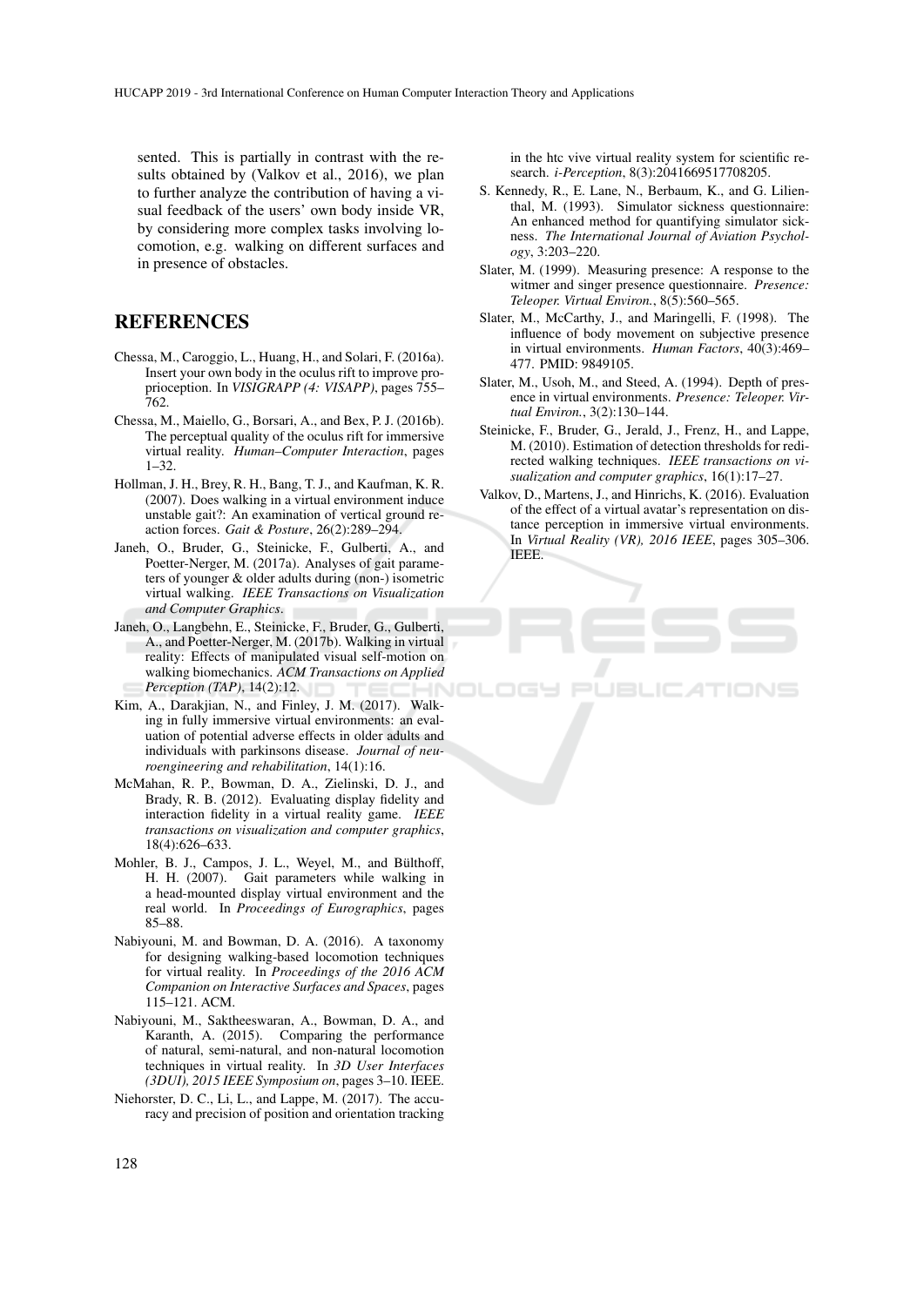sented. This is partially in contrast with the results obtained by (Valkov et al., 2016), we plan to further analyze the contribution of having a visual feedback of the users' own body inside VR, by considering more complex tasks involving locomotion, e.g. walking on different surfaces and in presence of obstacles.

## REFERENCES

Chessa, M., Caroggio, L., Huang, H., and Solari, F. (2016a). Insert your own body in the oculus rift to improve proprioception. In *VISIGRAPP (4: VISAPP)*, pages 755–762.

Chessa, M., Maiello, G., Borsari, A., and Bex, P. J. (2016b). The perceptual quality of the oculus rift for immersive virtual reality. *Human–Computer Interaction*, pages 1–32.

Hollman, J. H., Brey, R. H., Bang, T. J., and Kaufman, K. R. (2007). Does walking in a virtual environment induce unstable gait?: An examination of vertical ground reaction forces. *Gait & Posture*, 26(2):289–294.

Janeh, O., Bruder, G., Steinicke, F., Gulberti, A., and Poetter-Nerger, M. (2017a). Analyses of gait parameters of younger & older adults during (non-) isometric virtual walking. *IEEE Transactions on Visualization and Computer Graphics*.

Janeh, O., Langbehn, E., Steinicke, F., Bruder, G., Gulberti, A., and Poetter-Nerger, M. (2017b). Walking in virtual reality: Effects of manipulated visual self-motion on walking biomechanics. *ACM Transactions on Applied Perception (TAP)*, 14(2):12.

Kim, A., Darakjian, N., and Finley, J. M. (2017). Walking in fully immersive virtual environments: an evaluation of potential adverse effects in older adults and individuals with parkinsons disease. *Journal of neuroengineering and rehabilitation*, 14(1):16.

McMahan, R. P., Bowman, D. A., Zielinski, D. J., and Brady, R. B. (2012). Evaluating display fidelity and interaction fidelity in a virtual reality game. *IEEE transactions on visualization and computer graphics*, 18(4):626–633.

Mohler, B. J., Campos, J. L., Weyel, M., and Bülthoff, H. H. (2007). Gait parameters while walking in a head-mounted display virtual environment and the real world. In *Proceedings of Eurographics*, pages 85–88.

Nabiyouni, M. and Bowman, D. A. (2016). A taxonomy for designing walking-based locomotion techniques for virtual reality. In *Proceedings of the 2016 ACM Companion on Interactive Surfaces and Spaces*, pages 115–121. ACM.

Nabiyouni, M., Saktheeswaran, A., Bowman, D. A., and Karanth, A. (2015). Comparing the performance of natural, semi-natural, and non-natural locomotion techniques in virtual reality. In *3D User Interfaces (3DUI), 2015 IEEE Symposium on*, pages 3–10. IEEE.

Niehorster, D. C., Li, L., and Lappe, M. (2017). The accuracy and precision of position and orientation tracking in the htc vive virtual reality system for scientific research. *i-Perception*, 8(3):2041669517708205.

S. Kennedy, R., E. Lane, N., Berbaum, K., and G. Lilienthal, M. (1993). Simulator sickness questionnaire: An enhanced method for quantifying simulator sickness. *The International Journal of Aviation Psychology*, 3:203–220.

Slater, M. (1999). Measuring presence: A response to the witmer and singer presence questionnaire. *Presence: Teleoper. Virtual Environ.*, 8(5):560–565.

Slater, M., McCarthy, J., and Maringelli, F. (1998). The influence of body movement on subjective presence in virtual environments. *Human Factors*, 40(3):469–477. PMID: 9849105.

Slater, M., Usoh, M., and Steed, A. (1994). Depth of presence in virtual environments. *Presence: Teleoper. Virtual Environ.*, 3(2):130–144.

Steinicke, F., Bruder, G., Jerald, J., Frenz, H., and Lappe, M. (2010). Estimation of detection thresholds for redirected walking techniques. *IEEE transactions on visualization and computer graphics*, 16(1):17–27.

Valkov, D., Martens, J., and Hinrichs, K. (2016). Evaluation of the effect of a virtual avatar's representation on distance perception in immersive virtual environments. In *Virtual Reality (VR), 2016 IEEE*, pages 305–306. IEEE.